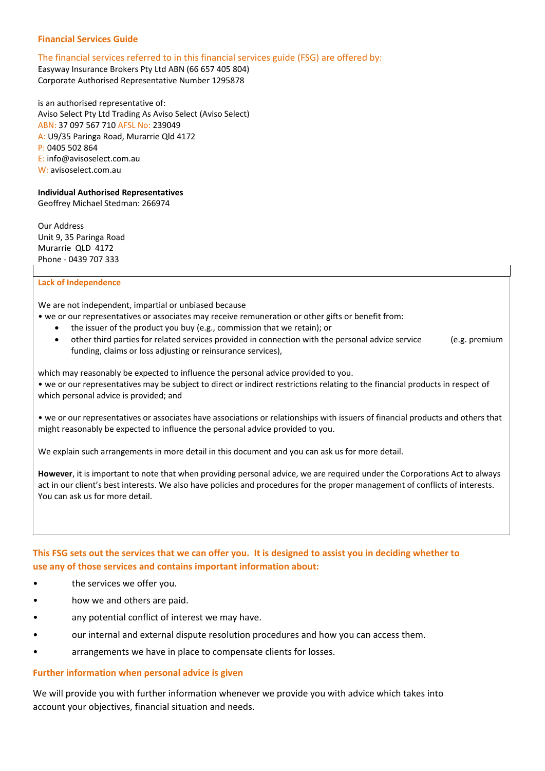## Financial Services Guide

The financial services referred to in this financial services guide (FSG) are offered by:
Easyway Insurance Brokers Pty Ltd ABN (66 657 405 804)
Corporate Authorised Representative Number 1295878

is an authorised representative of:
Aviso Select Pty Ltd Trading As Aviso Select (Aviso Select)
ABN: 37 097 567 710 AFSL No: 239049
A: U9/35 Paringa Road, Murarrie Qld 4172
P: 0405 502 864
E: info@avisoselect.com.au
W: avisoselect.com.au

**Individual Authorised Representatives**
Geoffrey Michael Stedman: 266974

Our Address
Unit 9, 35 Paringa Road
Murarrie QLD 4172
Phone - 0439 707 333

**Lack of Independence**

We are not independent, impartial or unbiased because

- we or our representatives or associates may receive remuneration or other gifts or benefit from:
    - the issuer of the product you buy (e.g., commission that we retain); or
    - other third parties for related services provided in connection with the personal advice service (e.g. premium funding, claims or loss adjusting or reinsurance services),

which may reasonably be expected to influence the personal advice provided to you.

- we or our representatives may be subject to direct or indirect restrictions relating to the financial products in respect of which personal advice is provided; and

- we or our representatives or associates have associations or relationships with issuers of financial products and others that might reasonably be expected to influence the personal advice provided to you.

We explain such arrangements in more detail in this document and you can ask us for more detail.

**However**, it is important to note that when providing personal advice, we are required under the Corporations Act to always act in our client's best interests. We also have policies and procedures for the proper management of conflicts of interests. You can ask us for more detail.

**This FSG sets out the services that we can offer you. It is designed to assist you in deciding whether to use any of those services and contains important information about:**

- the services we offer you.
- how we and others are paid.
- any potential conflict of interest we may have.
- our internal and external dispute resolution procedures and how you can access them.
- arrangements we have in place to compensate clients for losses.

**Further information when personal advice is given**

We will provide you with further information whenever we provide you with advice which takes into account your objectives, financial situation and needs.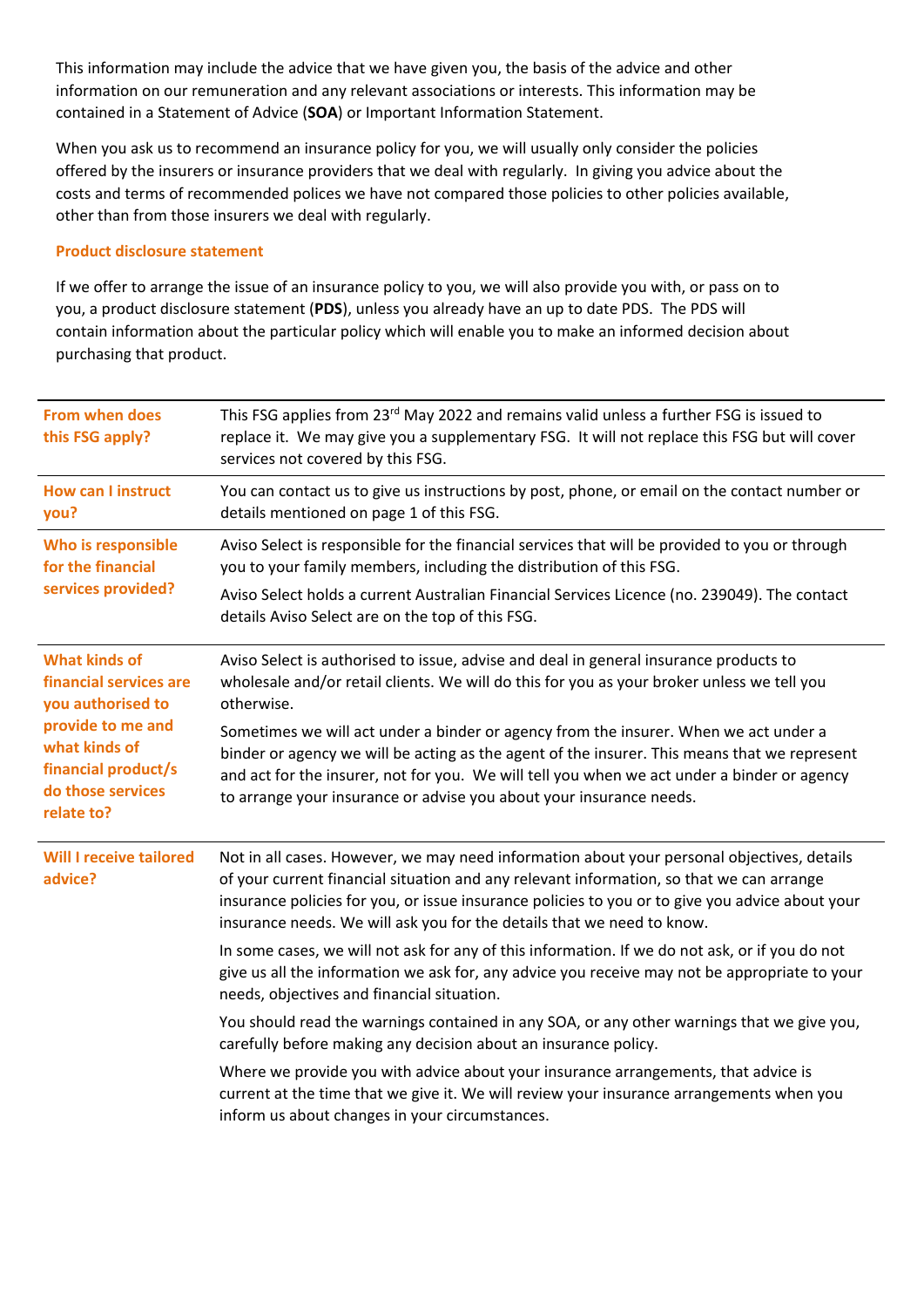This information may include the advice that we have given you, the basis of the advice and other information on our remuneration and any relevant associations or interests. This information may be contained in a Statement of Advice (**SOA**) or Important Information Statement.

When you ask us to recommend an insurance policy for you, we will usually only consider the policies offered by the insurers or insurance providers that we deal with regularly. In giving you advice about the costs and terms of recommended polices we have not compared those policies to other policies available, other than from those insurers we deal with regularly.

### Product disclosure statement

If we offer to arrange the issue of an insurance policy to you, we will also provide you with, or pass on to you, a product disclosure statement (**PDS**), unless you already have an up to date PDS. The PDS will contain information about the particular policy which will enable you to make an informed decision about purchasing that product.

| | |
|---|---|
| **From when does this FSG apply?** | This FSG applies from 23rd May 2022 and remains valid unless a further FSG is issued to replace it. We may give you a supplementary FSG. It will not replace this FSG but will cover services not covered by this FSG. |
| **How can I instruct you?** | You can contact us to give us instructions by post, phone, or email on the contact number or details mentioned on page 1 of this FSG. |
| **Who is responsible for the financial services provided?** | Aviso Select is responsible for the financial services that will be provided to you or through you to your family members, including the distribution of this FSG.<br><br>Aviso Select holds a current Australian Financial Services Licence (no. 239049). The contact details Aviso Select are on the top of this FSG. |
| **What kinds of financial services are you authorised to provide to me and what kinds of financial product/s do those services relate to?** | Aviso Select is authorised to issue, advise and deal in general insurance products to wholesale and/or retail clients. We will do this for you as your broker unless we tell you otherwise.<br><br>Sometimes we will act under a binder or agency from the insurer. When we act under a binder or agency we will be acting as the agent of the insurer. This means that we represent and act for the insurer, not for you. We will tell you when we act under a binder or agency to arrange your insurance or advise you about your insurance needs. |
| **Will I receive tailored advice?** | Not in all cases. However, we may need information about your personal objectives, details of your current financial situation and any relevant information, so that we can arrange insurance policies for you, or issue insurance policies to you or to give you advice about your insurance needs. We will ask you for the details that we need to know.<br><br>In some cases, we will not ask for any of this information. If we do not ask, or if you do not give us all the information we ask for, any advice you receive may not be appropriate to your needs, objectives and financial situation.<br><br>You should read the warnings contained in any SOA, or any other warnings that we give you, carefully before making any decision about an insurance policy.<br><br>Where we provide you with advice about your insurance arrangements, that advice is current at the time that we give it. We will review your insurance arrangements when you inform us about changes in your circumstances. |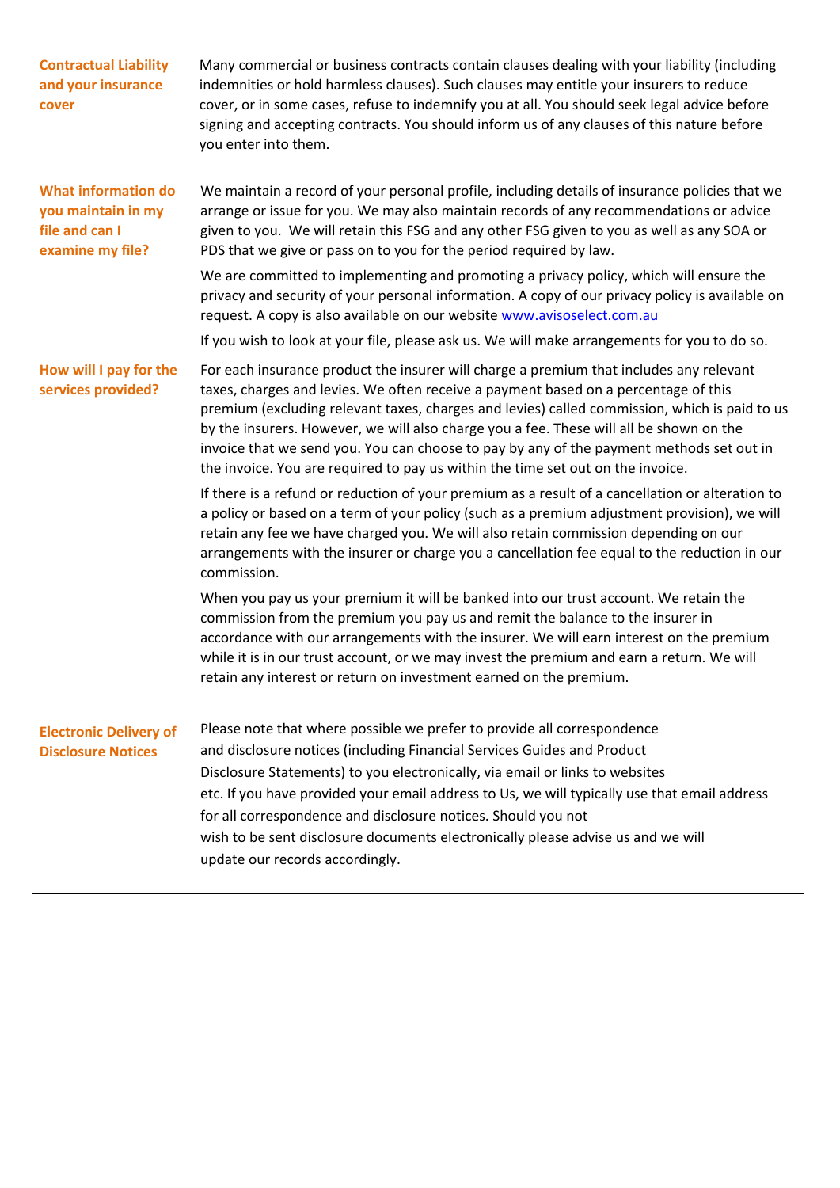| | |
|---|---|
| **Contractual Liability and your insurance cover** | Many commercial or business contracts contain clauses dealing with your liability (including indemnities or hold harmless clauses). Such clauses may entitle your insurers to reduce cover, or in some cases, refuse to indemnify you at all. You should seek legal advice before signing and accepting contracts. You should inform us of any clauses of this nature before you enter into them. |
| **What information do you maintain in my file and can I examine my file?** | We maintain a record of your personal profile, including details of insurance policies that we arrange or issue for you. We may also maintain records of any recommendations or advice given to you. We will retain this FSG and any other FSG given to you as well as any SOA or PDS that we give or pass on to you for the period required by law.<br><br>We are committed to implementing and promoting a privacy policy, which will ensure the privacy and security of your personal information. A copy of our privacy policy is available on request. A copy is also available on our website www.avisoselect.com.au<br><br>If you wish to look at your file, please ask us. We will make arrangements for you to do so. |
| **How will I pay for the services provided?** | For each insurance product the insurer will charge a premium that includes any relevant taxes, charges and levies. We often receive a payment based on a percentage of this premium (excluding relevant taxes, charges and levies) called commission, which is paid to us by the insurers. However, we will also charge you a fee. These will all be shown on the invoice that we send you. You can choose to pay by any of the payment methods set out in the invoice. You are required to pay us within the time set out on the invoice.<br><br>If there is a refund or reduction of your premium as a result of a cancellation or alteration to a policy or based on a term of your policy (such as a premium adjustment provision), we will retain any fee we have charged you. We will also retain commission depending on our arrangements with the insurer or charge you a cancellation fee equal to the reduction in our commission.<br><br>When you pay us your premium it will be banked into our trust account. We retain the commission from the premium you pay us and remit the balance to the insurer in accordance with our arrangements with the insurer. We will earn interest on the premium while it is in our trust account, or we may invest the premium and earn a return. We will retain any interest or return on investment earned on the premium. |
| **Electronic Delivery of Disclosure Notices** | Please note that where possible we prefer to provide all correspondence and disclosure notices (including Financial Services Guides and Product Disclosure Statements) to you electronically, via email or links to websites etc. If you have provided your email address to Us, we will typically use that email address for all correspondence and disclosure notices. Should you not wish to be sent disclosure documents electronically please advise us and we will update our records accordingly. |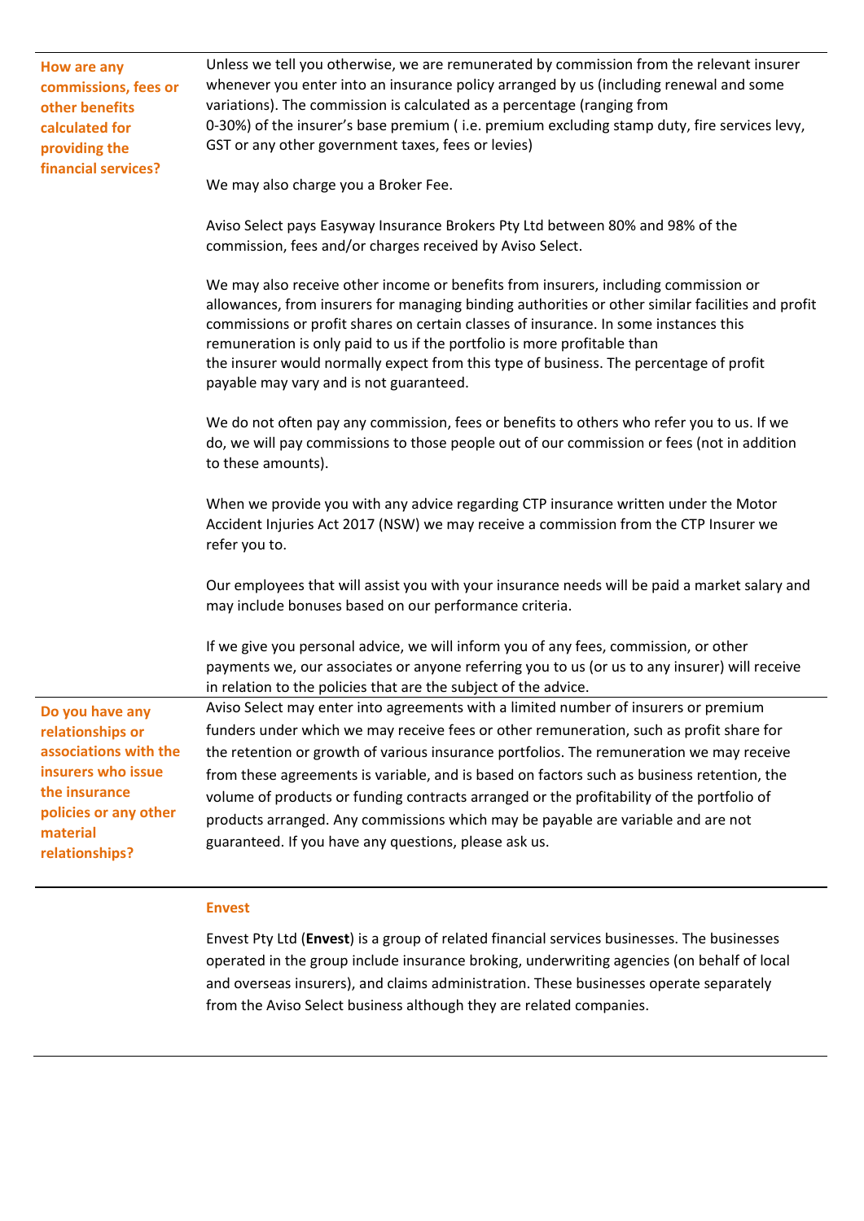### How are any commissions, fees or other benefits calculated for providing the financial services?

Unless we tell you otherwise, we are remunerated by commission from the relevant insurer whenever you enter into an insurance policy arranged by us (including renewal and some variations). The commission is calculated as a percentage (ranging from 0-30%) of the insurer's base premium ( i.e. premium excluding stamp duty, fire services levy, GST or any other government taxes, fees or levies)

We may also charge you a Broker Fee.

Aviso Select pays Easyway Insurance Brokers Pty Ltd between 80% and 98% of the commission, fees and/or charges received by Aviso Select.

We may also receive other income or benefits from insurers, including commission or allowances, from insurers for managing binding authorities or other similar facilities and profit commissions or profit shares on certain classes of insurance. In some instances this remuneration is only paid to us if the portfolio is more profitable than the insurer would normally expect from this type of business. The percentage of profit payable may vary and is not guaranteed.

We do not often pay any commission, fees or benefits to others who refer you to us. If we do, we will pay commissions to those people out of our commission or fees (not in addition to these amounts).

When we provide you with any advice regarding CTP insurance written under the Motor Accident Injuries Act 2017 (NSW) we may receive a commission from the CTP Insurer we refer you to.

Our employees that will assist you with your insurance needs will be paid a market salary and may include bonuses based on our performance criteria.

If we give you personal advice, we will inform you of any fees, commission, or other payments we, our associates or anyone referring you to us (or us to any insurer) will receive in relation to the policies that are the subject of the advice.

### Do you have any relationships or associations with the insurers who issue the insurance policies or any other material relationships?

Aviso Select may enter into agreements with a limited number of insurers or premium funders under which we may receive fees or other remuneration, such as profit share for the retention or growth of various insurance portfolios. The remuneration we may receive from these agreements is variable, and is based on factors such as business retention, the volume of products or funding contracts arranged or the profitability of the portfolio of products arranged. Any commissions which may be payable are variable and are not guaranteed. If you have any questions, please ask us.

#### Envest

Envest Pty Ltd (**Envest**) is a group of related financial services businesses. The businesses operated in the group include insurance broking, underwriting agencies (on behalf of local and overseas insurers), and claims administration. These businesses operate separately from the Aviso Select business although they are related companies.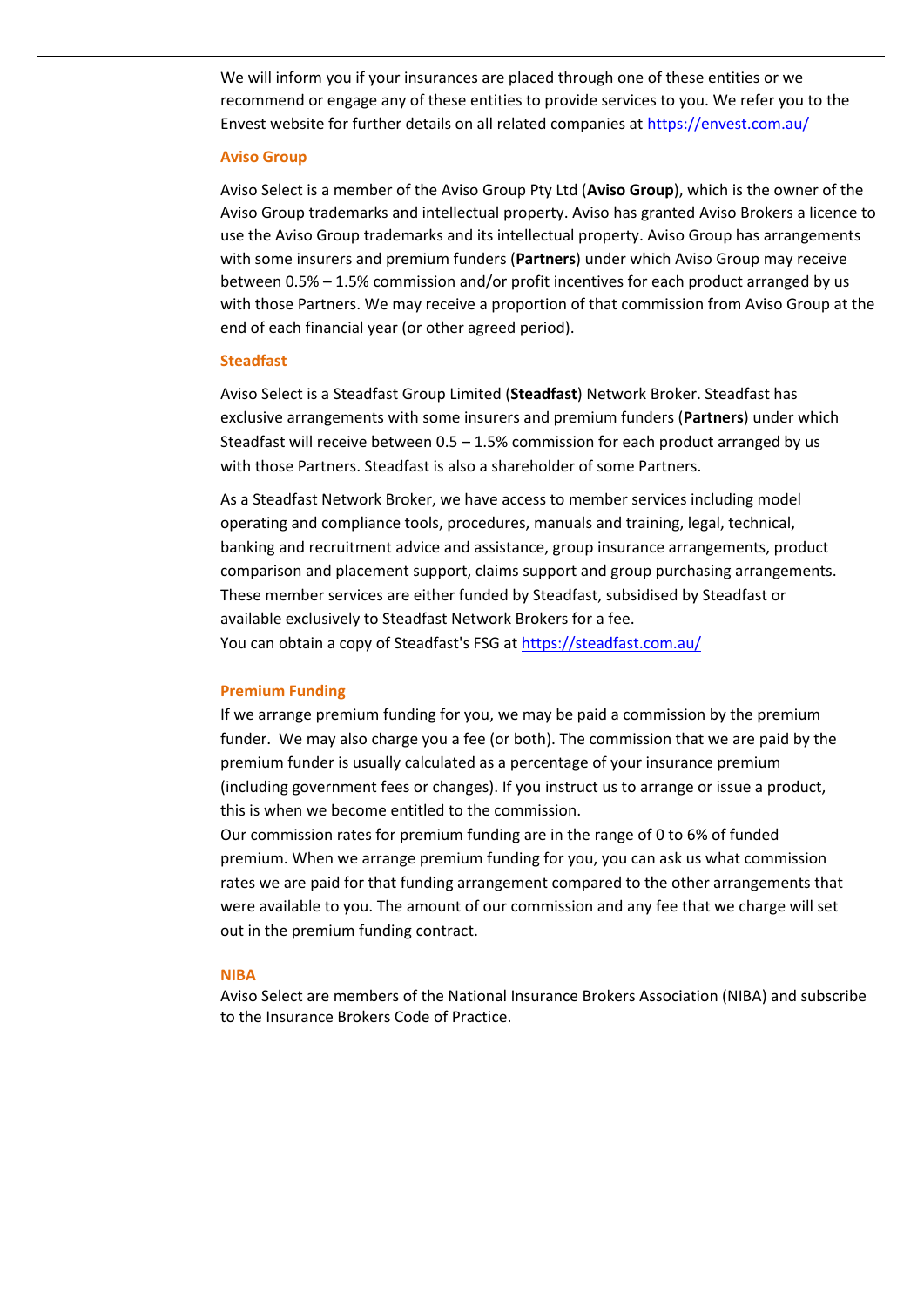We will inform you if your insurances are placed through one of these entities or we recommend or engage any of these entities to provide services to you. We refer you to the Envest website for further details on all related companies at https://envest.com.au/

### Aviso Group

Aviso Select is a member of the Aviso Group Pty Ltd (**Aviso Group**), which is the owner of the Aviso Group trademarks and intellectual property. Aviso has granted Aviso Brokers a licence to use the Aviso Group trademarks and its intellectual property. Aviso Group has arrangements with some insurers and premium funders (**Partners**) under which Aviso Group may receive between 0.5% – 1.5% commission and/or profit incentives for each product arranged by us with those Partners. We may receive a proportion of that commission from Aviso Group at the end of each financial year (or other agreed period).

### Steadfast

Aviso Select is a Steadfast Group Limited (**Steadfast**) Network Broker. Steadfast has exclusive arrangements with some insurers and premium funders (**Partners**) under which Steadfast will receive between 0.5 – 1.5% commission for each product arranged by us with those Partners. Steadfast is also a shareholder of some Partners.

As a Steadfast Network Broker, we have access to member services including model operating and compliance tools, procedures, manuals and training, legal, technical, banking and recruitment advice and assistance, group insurance arrangements, product comparison and placement support, claims support and group purchasing arrangements. These member services are either funded by Steadfast, subsidised by Steadfast or available exclusively to Steadfast Network Brokers for a fee.
You can obtain a copy of Steadfast's FSG at https://steadfast.com.au/

### Premium Funding

If we arrange premium funding for you, we may be paid a commission by the premium funder. We may also charge you a fee (or both). The commission that we are paid by the premium funder is usually calculated as a percentage of your insurance premium (including government fees or changes). If you instruct us to arrange or issue a product, this is when we become entitled to the commission.
Our commission rates for premium funding are in the range of 0 to 6% of funded premium. When we arrange premium funding for you, you can ask us what commission rates we are paid for that funding arrangement compared to the other arrangements that were available to you. The amount of our commission and any fee that we charge will set out in the premium funding contract.

### NIBA

Aviso Select are members of the National Insurance Brokers Association (NIBA) and subscribe to the Insurance Brokers Code of Practice.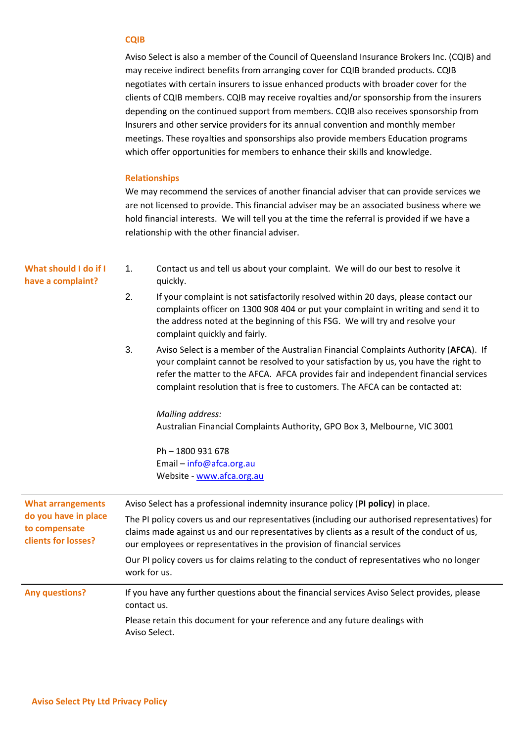### CQIB

Aviso Select is also a member of the Council of Queensland Insurance Brokers Inc. (CQIB) and may receive indirect benefits from arranging cover for CQIB branded products. CQIB negotiates with certain insurers to issue enhanced products with broader cover for the clients of CQIB members. CQIB may receive royalties and/or sponsorship from the insurers depending on the continued support from members. CQIB also receives sponsorship from Insurers and other service providers for its annual convention and monthly member meetings. These royalties and sponsorships also provide members Education programs which offer opportunities for members to enhance their skills and knowledge.

### Relationships

We may recommend the services of another financial adviser that can provide services we are not licensed to provide. This financial adviser may be an associated business where we hold financial interests. We will tell you at the time the referral is provided if we have a relationship with the other financial adviser.

## What should I do if I have a complaint?

1. Contact us and tell us about your complaint. We will do our best to resolve it quickly.
2. If your complaint is not satisfactorily resolved within 20 days, please contact our complaints officer on 1300 908 404 or put your complaint in writing and send it to the address noted at the beginning of this FSG. We will try and resolve your complaint quickly and fairly.
3. Aviso Select is a member of the Australian Financial Complaints Authority (**AFCA**). If your complaint cannot be resolved to your satisfaction by us, you have the right to refer the matter to the AFCA. AFCA provides fair and independent financial services complaint resolution that is free to customers. The AFCA can be contacted at:

   *Mailing address:*
   Australian Financial Complaints Authority, GPO Box 3, Melbourne, VIC 3001

   Ph – 1800 931 678
   Email – info@afca.org.au
   Website - www.afca.org.au

## What arrangements do you have in place to compensate clients for losses?

Aviso Select has a professional indemnity insurance policy (**PI policy**) in place.

The PI policy covers us and our representatives (including our authorised representatives) for claims made against us and our representatives by clients as a result of the conduct of us, our employees or representatives in the provision of financial services

Our PI policy covers us for claims relating to the conduct of representatives who no longer work for us.

## Any questions?

If you have any further questions about the financial services Aviso Select provides, please contact us.

Please retain this document for your reference and any future dealings with Aviso Select.

## Aviso Select Pty Ltd Privacy Policy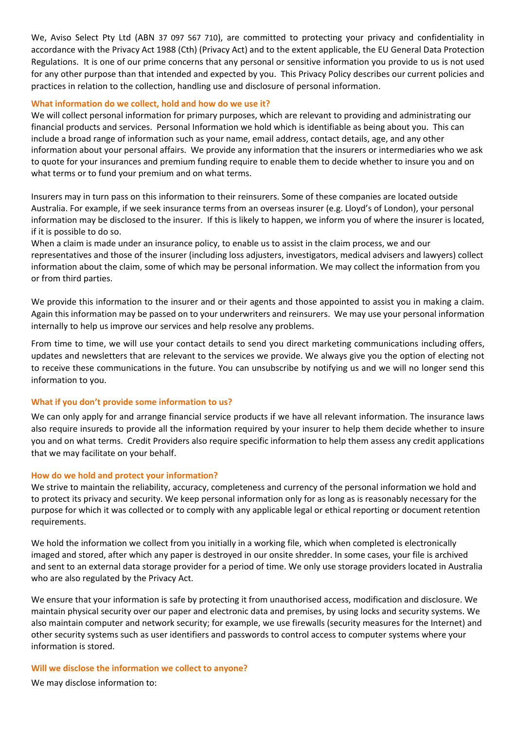We, Aviso Select Pty Ltd (ABN 37 097 567 710), are committed to protecting your privacy and confidentiality in accordance with the Privacy Act 1988 (Cth) (Privacy Act) and to the extent applicable, the EU General Data Protection Regulations. It is one of our prime concerns that any personal or sensitive information you provide to us is not used for any other purpose than that intended and expected by you. This Privacy Policy describes our current policies and practices in relation to the collection, handling use and disclosure of personal information.

### What information do we collect, hold and how do we use it?

We will collect personal information for primary purposes, which are relevant to providing and administrating our financial products and services. Personal Information we hold which is identifiable as being about you. This can include a broad range of information such as your name, email address, contact details, age, and any other information about your personal affairs. We provide any information that the insurers or intermediaries who we ask to quote for your insurances and premium funding require to enable them to decide whether to insure you and on what terms or to fund your premium and on what terms.

Insurers may in turn pass on this information to their reinsurers. Some of these companies are located outside Australia. For example, if we seek insurance terms from an overseas insurer (e.g. Lloyd's of London), your personal information may be disclosed to the insurer. If this is likely to happen, we inform you of where the insurer is located, if it is possible to do so.

When a claim is made under an insurance policy, to enable us to assist in the claim process, we and our representatives and those of the insurer (including loss adjusters, investigators, medical advisers and lawyers) collect information about the claim, some of which may be personal information. We may collect the information from you or from third parties.

We provide this information to the insurer and or their agents and those appointed to assist you in making a claim. Again this information may be passed on to your underwriters and reinsurers. We may use your personal information internally to help us improve our services and help resolve any problems.

From time to time, we will use your contact details to send you direct marketing communications including offers, updates and newsletters that are relevant to the services we provide. We always give you the option of electing not to receive these communications in the future. You can unsubscribe by notifying us and we will no longer send this information to you.

### What if you don't provide some information to us?

We can only apply for and arrange financial service products if we have all relevant information. The insurance laws also require insureds to provide all the information required by your insurer to help them decide whether to insure you and on what terms. Credit Providers also require specific information to help them assess any credit applications that we may facilitate on your behalf.

### How do we hold and protect your information?

We strive to maintain the reliability, accuracy, completeness and currency of the personal information we hold and to protect its privacy and security. We keep personal information only for as long as is reasonably necessary for the purpose for which it was collected or to comply with any applicable legal or ethical reporting or document retention requirements.

We hold the information we collect from you initially in a working file, which when completed is electronically imaged and stored, after which any paper is destroyed in our onsite shredder. In some cases, your file is archived and sent to an external data storage provider for a period of time. We only use storage providers located in Australia who are also regulated by the Privacy Act.

We ensure that your information is safe by protecting it from unauthorised access, modification and disclosure. We maintain physical security over our paper and electronic data and premises, by using locks and security systems. We also maintain computer and network security; for example, we use firewalls (security measures for the Internet) and other security systems such as user identifiers and passwords to control access to computer systems where your information is stored.

### Will we disclose the information we collect to anyone?

We may disclose information to: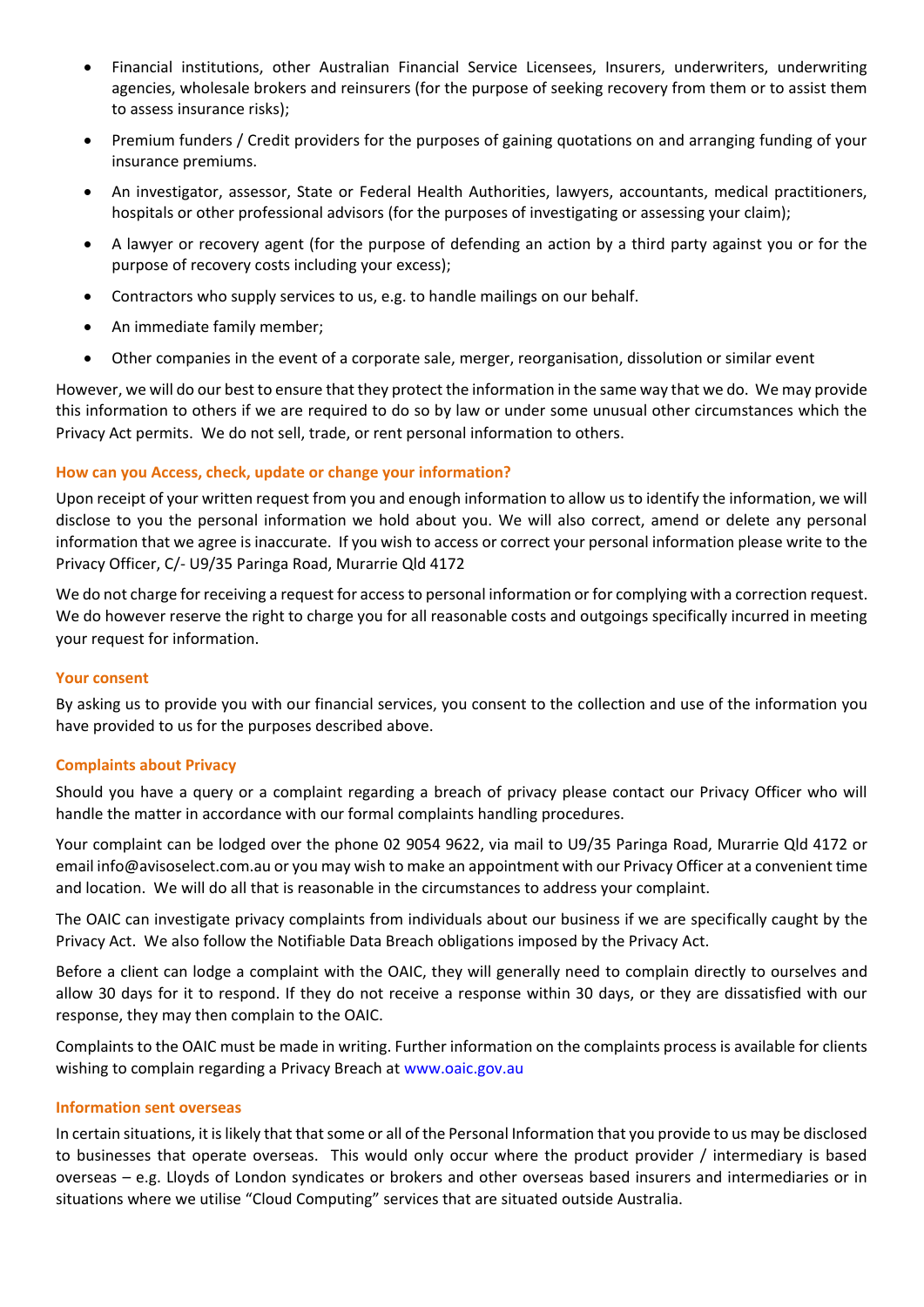- Financial institutions, other Australian Financial Service Licensees, Insurers, underwriters, underwriting agencies, wholesale brokers and reinsurers (for the purpose of seeking recovery from them or to assist them to assess insurance risks);
- Premium funders / Credit providers for the purposes of gaining quotations on and arranging funding of your insurance premiums.
- An investigator, assessor, State or Federal Health Authorities, lawyers, accountants, medical practitioners, hospitals or other professional advisors (for the purposes of investigating or assessing your claim);
- A lawyer or recovery agent (for the purpose of defending an action by a third party against you or for the purpose of recovery costs including your excess);
- Contractors who supply services to us, e.g. to handle mailings on our behalf.
- An immediate family member;
- Other companies in the event of a corporate sale, merger, reorganisation, dissolution or similar event

However, we will do our best to ensure that they protect the information in the same way that we do. We may provide this information to others if we are required to do so by law or under some unusual other circumstances which the Privacy Act permits. We do not sell, trade, or rent personal information to others.

### How can you Access, check, update or change your information?

Upon receipt of your written request from you and enough information to allow us to identify the information, we will disclose to you the personal information we hold about you. We will also correct, amend or delete any personal information that we agree is inaccurate. If you wish to access or correct your personal information please write to the Privacy Officer, C/- U9/35 Paringa Road, Murarrie Qld 4172

We do not charge for receiving a request for access to personal information or for complying with a correction request. We do however reserve the right to charge you for all reasonable costs and outgoings specifically incurred in meeting your request for information.

### Your consent

By asking us to provide you with our financial services, you consent to the collection and use of the information you have provided to us for the purposes described above.

### Complaints about Privacy

Should you have a query or a complaint regarding a breach of privacy please contact our Privacy Officer who will handle the matter in accordance with our formal complaints handling procedures.

Your complaint can be lodged over the phone 02 9054 9622, via mail to U9/35 Paringa Road, Murarrie Qld 4172 or email info@avisoselect.com.au or you may wish to make an appointment with our Privacy Officer at a convenient time and location. We will do all that is reasonable in the circumstances to address your complaint.

The OAIC can investigate privacy complaints from individuals about our business if we are specifically caught by the Privacy Act. We also follow the Notifiable Data Breach obligations imposed by the Privacy Act.

Before a client can lodge a complaint with the OAIC, they will generally need to complain directly to ourselves and allow 30 days for it to respond. If they do not receive a response within 30 days, or they are dissatisfied with our response, they may then complain to the OAIC.

Complaints to the OAIC must be made in writing. Further information on the complaints process is available for clients wishing to complain regarding a Privacy Breach at www.oaic.gov.au

### Information sent overseas

In certain situations, it is likely that that some or all of the Personal Information that you provide to us may be disclosed to businesses that operate overseas. This would only occur where the product provider / intermediary is based overseas – e.g. Lloyds of London syndicates or brokers and other overseas based insurers and intermediaries or in situations where we utilise "Cloud Computing" services that are situated outside Australia.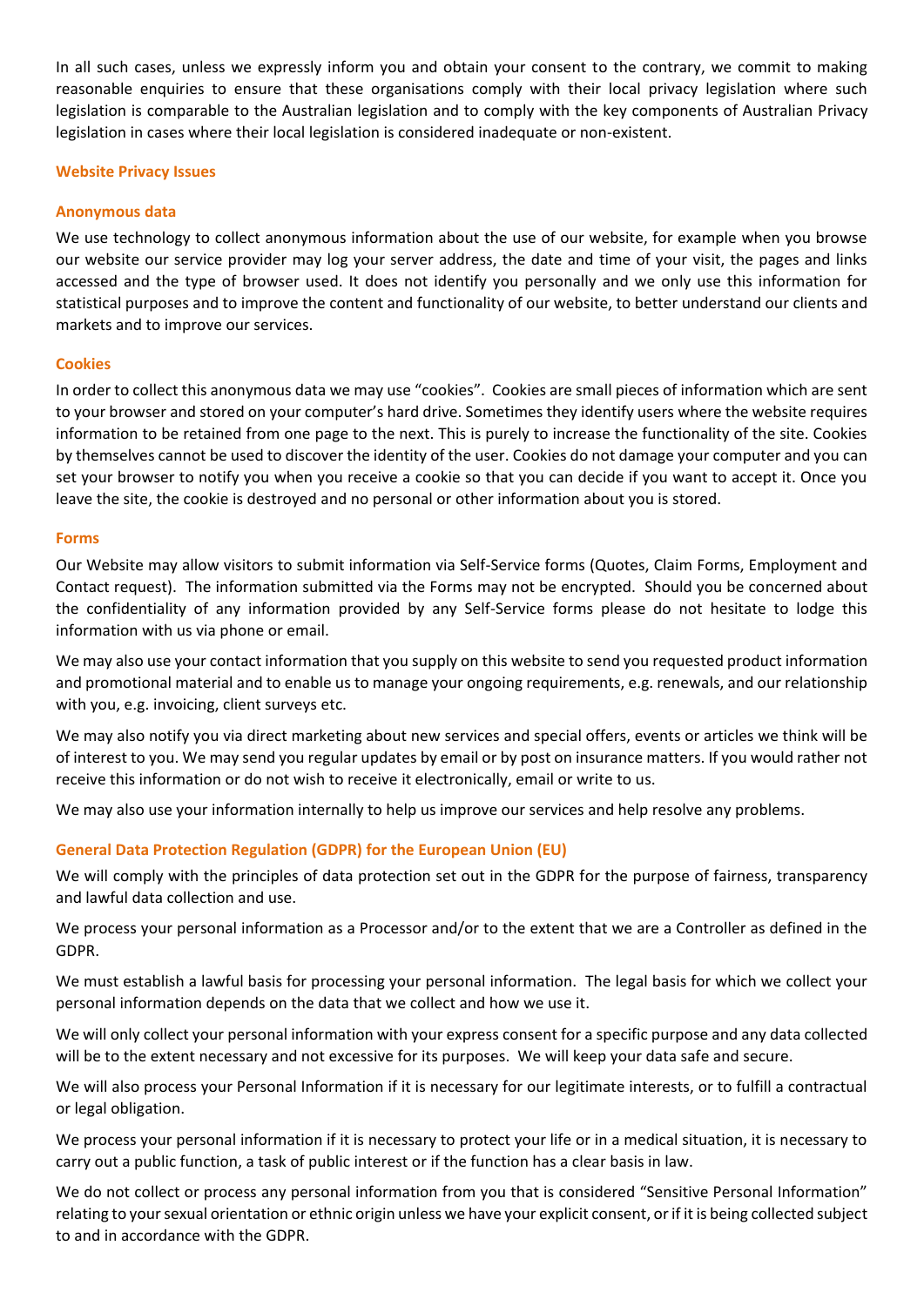In all such cases, unless we expressly inform you and obtain your consent to the contrary, we commit to making reasonable enquiries to ensure that these organisations comply with their local privacy legislation where such legislation is comparable to the Australian legislation and to comply with the key components of Australian Privacy legislation in cases where their local legislation is considered inadequate or non-existent.

## Website Privacy Issues

### Anonymous data

We use technology to collect anonymous information about the use of our website, for example when you browse our website our service provider may log your server address, the date and time of your visit, the pages and links accessed and the type of browser used. It does not identify you personally and we only use this information for statistical purposes and to improve the content and functionality of our website, to better understand our clients and markets and to improve our services.

### Cookies

In order to collect this anonymous data we may use "cookies". Cookies are small pieces of information which are sent to your browser and stored on your computer's hard drive. Sometimes they identify users where the website requires information to be retained from one page to the next. This is purely to increase the functionality of the site. Cookies by themselves cannot be used to discover the identity of the user. Cookies do not damage your computer and you can set your browser to notify you when you receive a cookie so that you can decide if you want to accept it. Once you leave the site, the cookie is destroyed and no personal or other information about you is stored.

### Forms

Our Website may allow visitors to submit information via Self-Service forms (Quotes, Claim Forms, Employment and Contact request). The information submitted via the Forms may not be encrypted. Should you be concerned about the confidentiality of any information provided by any Self-Service forms please do not hesitate to lodge this information with us via phone or email.

We may also use your contact information that you supply on this website to send you requested product information and promotional material and to enable us to manage your ongoing requirements, e.g. renewals, and our relationship with you, e.g. invoicing, client surveys etc.

We may also notify you via direct marketing about new services and special offers, events or articles we think will be of interest to you. We may send you regular updates by email or by post on insurance matters. If you would rather not receive this information or do not wish to receive it electronically, email or write to us.

We may also use your information internally to help us improve our services and help resolve any problems.

## General Data Protection Regulation (GDPR) for the European Union (EU)

We will comply with the principles of data protection set out in the GDPR for the purpose of fairness, transparency and lawful data collection and use.

We process your personal information as a Processor and/or to the extent that we are a Controller as defined in the GDPR.

We must establish a lawful basis for processing your personal information. The legal basis for which we collect your personal information depends on the data that we collect and how we use it.

We will only collect your personal information with your express consent for a specific purpose and any data collected will be to the extent necessary and not excessive for its purposes. We will keep your data safe and secure.

We will also process your Personal Information if it is necessary for our legitimate interests, or to fulfill a contractual or legal obligation.

We process your personal information if it is necessary to protect your life or in a medical situation, it is necessary to carry out a public function, a task of public interest or if the function has a clear basis in law.

We do not collect or process any personal information from you that is considered "Sensitive Personal Information" relating to your sexual orientation or ethnic origin unless we have your explicit consent, or if it is being collected subject to and in accordance with the GDPR.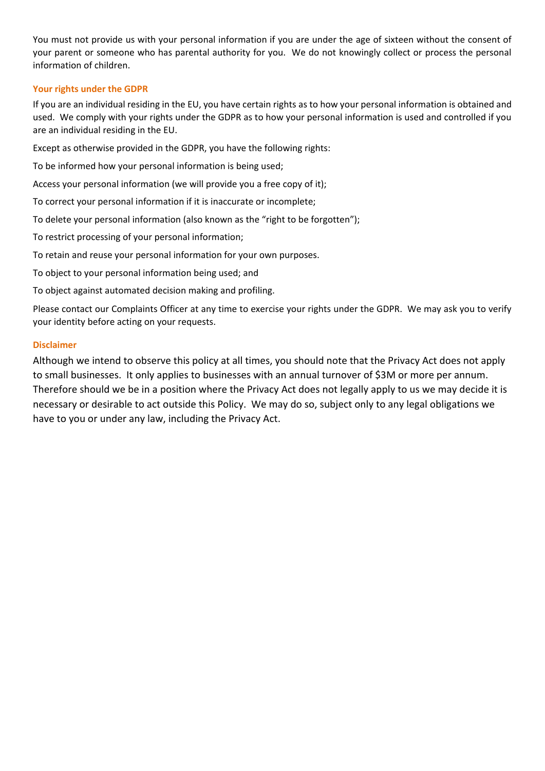You must not provide us with your personal information if you are under the age of sixteen without the consent of your parent or someone who has parental authority for you. We do not knowingly collect or process the personal information of children.

### Your rights under the GDPR

If you are an individual residing in the EU, you have certain rights as to how your personal information is obtained and used. We comply with your rights under the GDPR as to how your personal information is used and controlled if you are an individual residing in the EU.

Except as otherwise provided in the GDPR, you have the following rights:

To be informed how your personal information is being used;

Access your personal information (we will provide you a free copy of it);

To correct your personal information if it is inaccurate or incomplete;

To delete your personal information (also known as the "right to be forgotten");

To restrict processing of your personal information;

To retain and reuse your personal information for your own purposes.

To object to your personal information being used; and

To object against automated decision making and profiling.

Please contact our Complaints Officer at any time to exercise your rights under the GDPR. We may ask you to verify your identity before acting on your requests.

### Disclaimer

Although we intend to observe this policy at all times, you should note that the Privacy Act does not apply to small businesses. It only applies to businesses with an annual turnover of $3M or more per annum. Therefore should we be in a position where the Privacy Act does not legally apply to us we may decide it is necessary or desirable to act outside this Policy. We may do so, subject only to any legal obligations we have to you or under any law, including the Privacy Act.